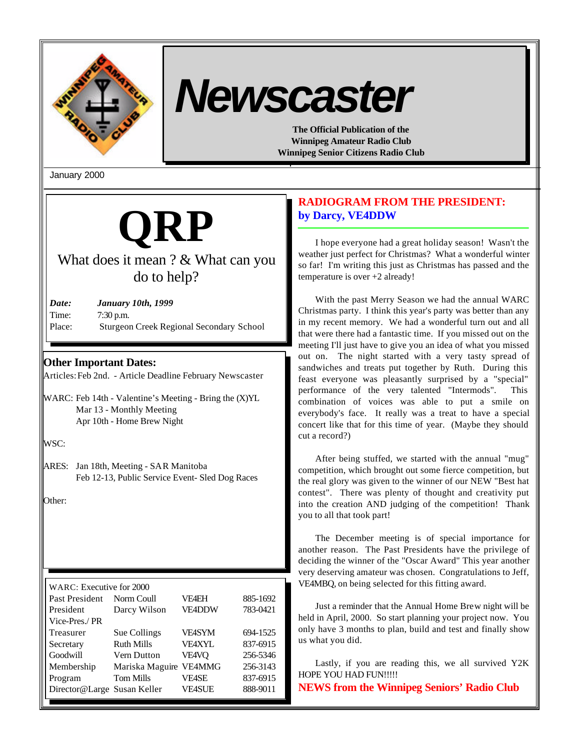# Newscaster

**The Official Publication of the**
**Winnipeg Amateur Radio Club**
**Winnipeg Senior Citizens Radio Club**

January 2000

# QRP

What does it mean ? & What can you do to help?

***Date:*** ***January 10th, 1999***
Time: 7:30 p.m.
Place: Sturgeon Creek Regional Secondary School

## Other Important Dates:

Articles: Feb 2nd. - Article Deadline February Newscaster

WARC: Feb 14th - Valentine's Meeting - Bring the (X)YL
Mar 13 - Monthly Meeting
Apr 10th - Home Brew Night

WSC:

ARES: Jan 18th, Meeting - SAR Manitoba
Feb 12-13, Public Service Event- Sled Dog Races

Other:

| WARC: Executive for 2000 | | | |
|---|---|---|---|
| Past President | Norm Coull | VE4EH | 885-1692 |
| President | Darcy Wilson | VE4DDW | 783-0421 |
| Vice-Pres./ PR | | | |
| Treasurer | Sue Collings | VE4SYM | 694-1525 |
| Secretary | Ruth Mills | VE4XYL | 837-6915 |
| Goodwill | Vern Dutton | VE4VQ | 256-5346 |
| Membership | Mariska Maguire | VE4MMG | 256-3143 |
| Program | Tom Mills | VE4SE | 837-6915 |
| Director@Large | Susan Keller | VE4SUE | 888-9011 |

## RADIOGRAM FROM THE PRESIDENT: by Darcy, VE4DDW

I hope everyone had a great holiday season! Wasn't the weather just perfect for Christmas? What a wonderful winter so far! I'm writing this just as Christmas has passed and the temperature is over +2 already!

With the past Merry Season we had the annual WARC Christmas party. I think this year's party was better than any in my recent memory. We had a wonderful turn out and all that were there had a fantastic time. If you missed out on the meeting I'll just have to give you an idea of what you missed out on. The night started with a very tasty spread of sandwiches and treats put together by Ruth. During this feast everyone was pleasantly surprised by a "special" performance of the very talented "Intermods". This combination of voices was able to put a smile on everybody's face. It really was a treat to have a special concert like that for this time of year. (Maybe they should cut a record?)

After being stuffed, we started with the annual "mug" competition, which brought out some fierce competition, but the real glory was given to the winner of our NEW "Best hat contest". There was plenty of thought and creativity put into the creation AND judging of the competition! Thank you to all that took part!

The December meeting is of special importance for another reason. The Past Presidents have the privilege of deciding the winner of the "Oscar Award" This year another very deserving amateur was chosen. Congratulations to Jeff, VE4MBQ, on being selected for this fitting award.

Just a reminder that the Annual Home Brew night will be held in April, 2000. So start planning your project now. You only have 3 months to plan, build and test and finally show us what you did.

Lastly, if you are reading this, we all survived Y2K HOPE YOU HAD FUN!!!!!

## NEWS from the Winnipeg Seniors' Radio Club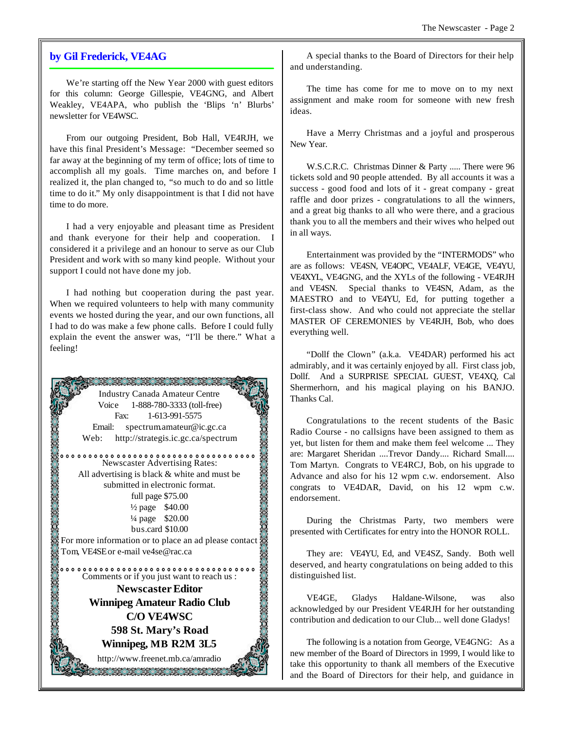## by Gil Frederick, VE4AG

We're starting off the New Year 2000 with guest editors for this column: George Gillespie, VE4GNG, and Albert Weakley, VE4APA, who publish the 'Blips 'n' Blurbs' newsletter for VE4WSC.

From our outgoing President, Bob Hall, VE4RJH, we have this final President's Message: "December seemed so far away at the beginning of my term of office; lots of time to accomplish all my goals. Time marches on, and before I realized it, the plan changed to, "so much to do and so little time to do it." My only disappointment is that I did not have time to do more.

I had a very enjoyable and pleasant time as President and thank everyone for their help and cooperation. I considered it a privilege and an honour to serve as our Club President and work with so many kind people. Without your support I could not have done my job.

I had nothing but cooperation during the past year. When we required volunteers to help with many community events we hosted during the year, and our own functions, all I had to do was make a few phone calls. Before I could fully explain the event the answer was, "I'll be there." What a feeling!

Industry Canada Amateur Centre
Voice 1-888-780-3333 (toll-free)
Fax: 1-613-991-5575
Email: spectrum.amateur@ic.gc.ca
Web: http://strategis.ic.gc.ca/spectrum

Newscaster Advertising Rates:
All advertising is black & white and must be submitted in electronic format.
full page $75.00
½ page $40.00
¼ page $20.00
bus.card $10.00
For more information or to place an ad please contact Tom, VE4SE or e-mail ve4se@rac.ca

Comments or if you just want to reach us :

**Newscaster Editor**
**Winnipeg Amateur Radio Club**
**C/O VE4WSC**
**598 St. Mary's Road**
**Winnipeg, MB R2M 3L5**
http://www.freenet.mb.ca/amradio

A special thanks to the Board of Directors for their help and understanding.

The time has come for me to move on to my next assignment and make room for someone with new fresh ideas.

Have a Merry Christmas and a joyful and prosperous New Year.

W.S.C.R.C. Christmas Dinner & Party ..... There were 96 tickets sold and 90 people attended. By all accounts it was a success - good food and lots of it - great company - great raffle and door prizes - congratulations to all the winners, and a great big thanks to all who were there, and a gracious thank you to all the members and their wives who helped out in all ways.

Entertainment was provided by the "INTERMODS" who are as follows: VE4SN, VE4OPC, VE4ALF, VE4GE, VE4YU, VE4XYL, VE4GNG, and the XYLs of the following - VE4RJH and VE4SN. Special thanks to VE4SN, Adam, as the MAESTRO and to VE4YU, Ed, for putting together a first-class show. And who could not appreciate the stellar MASTER OF CEREMONIES by VE4RJH, Bob, who does everything well.

"Dollf the Clown" (a.k.a. VE4DAR) performed his act admirably, and it was certainly enjoyed by all. First class job, Dollf. And a SURPRISE SPECIAL GUEST, VE4XQ, Cal Shermerhorn, and his magical playing on his BANJO. Thanks Cal.

Congratulations to the recent students of the Basic Radio Course - no callsigns have been assigned to them as yet, but listen for them and make them feel welcome ... They are: Margaret Sheridan ....Trevor Dandy.... Richard Small.... Tom Martyn. Congrats to VE4RCJ, Bob, on his upgrade to Advance and also for his 12 wpm c.w. endorsement. Also congrats to VE4DAR, David, on his 12 wpm c.w. endorsement.

During the Christmas Party, two members were presented with Certificates for entry into the HONOR ROLL.

They are: VE4YU, Ed, and VE4SZ, Sandy. Both well deserved, and hearty congratulations on being added to this distinguished list.

VE4GE, Gladys Haldane-Wilsone, was also acknowledged by our President VE4RJH for her outstanding contribution and dedication to our Club... well done Gladys!

The following is a notation from George, VE4GNG: As a new member of the Board of Directors in 1999, I would like to take this opportunity to thank all members of the Executive and the Board of Directors for their help, and guidance in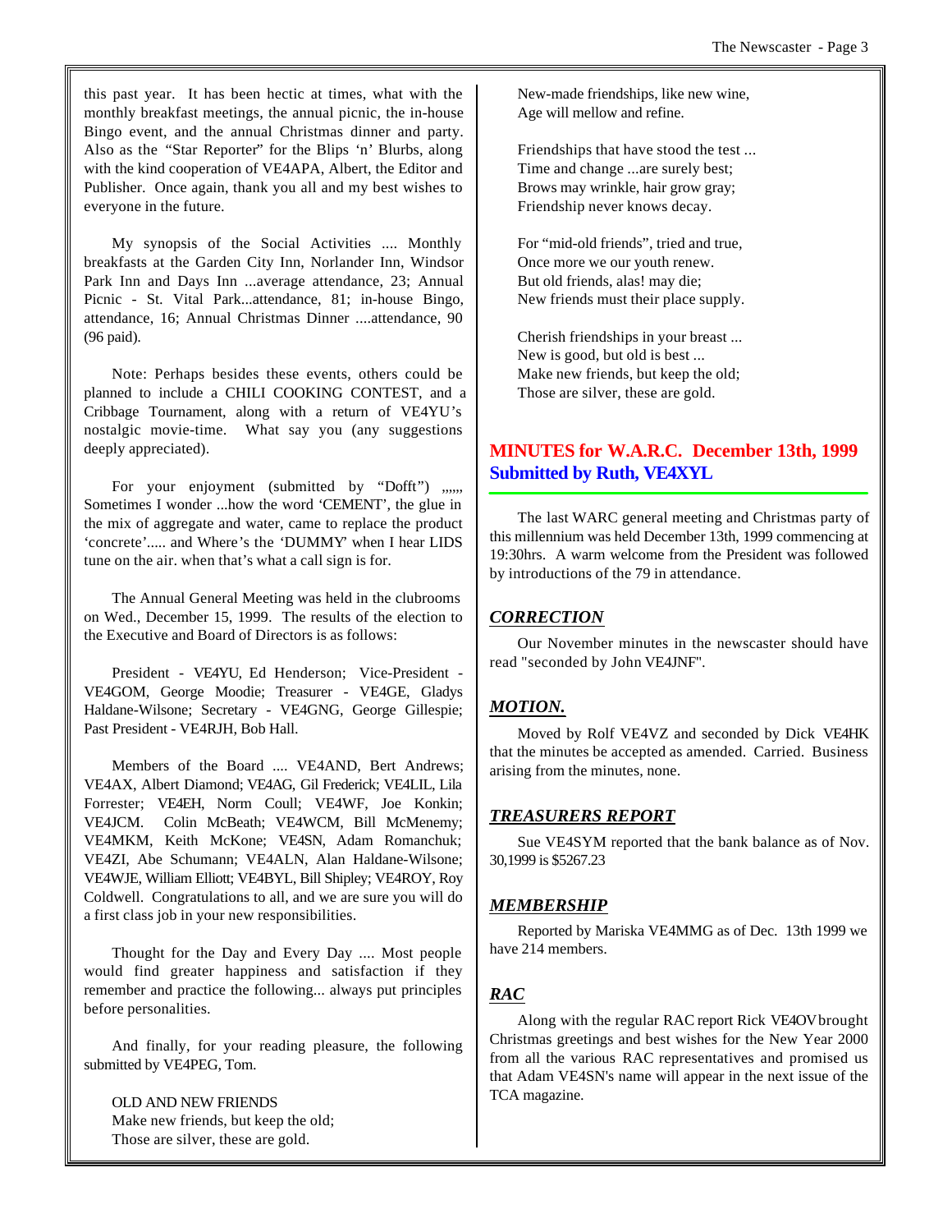this past year. It has been hectic at times, what with the monthly breakfast meetings, the annual picnic, the in-house Bingo event, and the annual Christmas dinner and party. Also as the "Star Reporter" for the Blips 'n' Blurbs, along with the kind cooperation of VE4APA, Albert, the Editor and Publisher. Once again, thank you all and my best wishes to everyone in the future.

My synopsis of the Social Activities .... Monthly breakfasts at the Garden City Inn, Norlander Inn, Windsor Park Inn and Days Inn ...average attendance, 23; Annual Picnic - St. Vital Park...attendance, 81; in-house Bingo, attendance, 16; Annual Christmas Dinner ....attendance, 90 (96 paid).

Note: Perhaps besides these events, others could be planned to include a CHILI COOKING CONTEST, and a Cribbage Tournament, along with a return of VE4YU's nostalgic movie-time. What say you (any suggestions deeply appreciated).

For your enjoyment (submitted by "Dofft") ,,,,,, Sometimes I wonder ...how the word 'CEMENT', the glue in the mix of aggregate and water, came to replace the product 'concrete'..... and Where's the 'DUMMY' when I hear LIDS tune on the air. when that's what a call sign is for.

The Annual General Meeting was held in the clubrooms on Wed., December 15, 1999. The results of the election to the Executive and Board of Directors is as follows:

President - VE4YU, Ed Henderson; Vice-President - VE4GOM, George Moodie; Treasurer - VE4GE, Gladys Haldane-Wilsone; Secretary - VE4GNG, George Gillespie; Past President - VE4RJH, Bob Hall.

Members of the Board .... VE4AND, Bert Andrews; VE4AX, Albert Diamond; VE4AG, Gil Frederick; VE4LIL, Lila Forrester; VE4EH, Norm Coull; VE4WF, Joe Konkin; VE4JCM. Colin McBeath; VE4WCM, Bill McMenemy; VE4MKM, Keith McKone; VE4SN, Adam Romanchuk; VE4ZI, Abe Schumann; VE4ALN, Alan Haldane-Wilsone; VE4WJE, William Elliott; VE4BYL, Bill Shipley; VE4ROY, Roy Coldwell. Congratulations to all, and we are sure you will do a first class job in your new responsibilities.

Thought for the Day and Every Day .... Most people would find greater happiness and satisfaction if they remember and practice the following... always put principles before personalities.

And finally, for your reading pleasure, the following submitted by VE4PEG, Tom.

OLD AND NEW FRIENDS
Make new friends, but keep the old;
Those are silver, these are gold.

New-made friendships, like new wine,
Age will mellow and refine.

Friendships that have stood the test ...
Time and change ...are surely best;
Brows may wrinkle, hair grow gray;
Friendship never knows decay.

For "mid-old friends", tried and true,
Once more we our youth renew.
But old friends, alas! may die;
New friends must their place supply.

Cherish friendships in your breast ...
New is good, but old is best ...
Make new friends, but keep the old;
Those are silver, these are gold.

## MINUTES for W.A.R.C. December 13th, 1999
## Submitted by Ruth, VE4XYL

The last WARC general meeting and Christmas party of this millennium was held December 13th, 1999 commencing at 19:30hrs. A warm welcome from the President was followed by introductions of the 79 in attendance.

### *CORRECTION*

Our November minutes in the newscaster should have read "seconded by John VE4JNF".

### *MOTION.*

Moved by Rolf VE4VZ and seconded by Dick VE4HK that the minutes be accepted as amended. Carried. Business arising from the minutes, none.

### *TREASURERS REPORT*

Sue VE4SYM reported that the bank balance as of Nov. 30,1999 is $5267.23

### *MEMBERSHIP*

Reported by Mariska VE4MMG as of Dec. 13th 1999 we have 214 members.

### *RAC*

Along with the regular RAC report Rick VE4OV brought Christmas greetings and best wishes for the New Year 2000 from all the various RAC representatives and promised us that Adam VE4SN's name will appear in the next issue of the TCA magazine.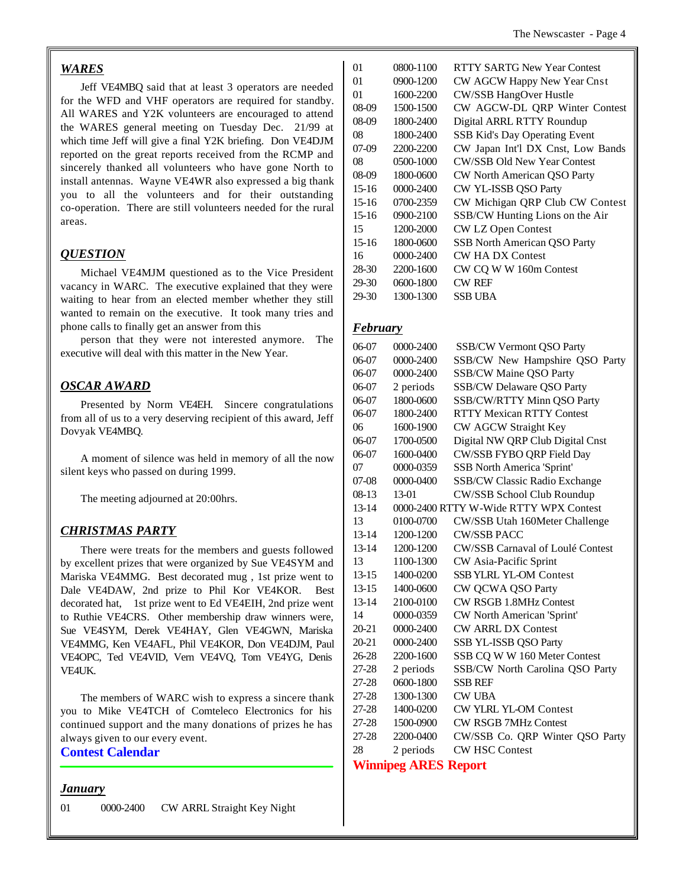## *WARES*

Jeff VE4MBQ said that at least 3 operators are needed for the WFD and VHF operators are required for standby. All WARES and Y2K volunteers are encouraged to attend the WARES general meeting on Tuesday Dec. 21/99 at which time Jeff will give a final Y2K briefing. Don VE4DJM reported on the great reports received from the RCMP and sincerely thanked all volunteers who have gone North to install antennas. Wayne VE4WR also expressed a big thank you to all the volunteers and for their outstanding co-operation. There are still volunteers needed for the rural areas.

## *QUESTION*

Michael VE4MJM questioned as to the Vice President vacancy in WARC. The executive explained that they were waiting to hear from an elected member whether they still wanted to remain on the executive. It took many tries and phone calls to finally get an answer from this

person that they were not interested anymore. The executive will deal with this matter in the New Year.

## *OSCAR AWARD*

Presented by Norm VE4EH. Sincere congratulations from all of us to a very deserving recipient of this award, Jeff Dovyak VE4MBQ.

A moment of silence was held in memory of all the now silent keys who passed on during 1999.

The meeting adjourned at 20:00hrs.

## *CHRISTMAS PARTY*

There were treats for the members and guests followed by excellent prizes that were organized by Sue VE4SYM and Mariska VE4MMG. Best decorated mug , 1st prize went to Dale VE4DAW, 2nd prize to Phil Kor VE4KOR. Best decorated hat, 1st prize went to Ed VE4EIH, 2nd prize went to Ruthie VE4CRS. Other membership draw winners were, Sue VE4SYM, Derek VE4HAY, Glen VE4GWN, Mariska VE4MMG, Ken VE4AFL, Phil VE4KOR, Don VE4DJM, Paul VE4OPC, Ted VE4VID, Vern VE4VQ, Tom VE4YG, Denis VE4UK.

The members of WARC wish to express a sincere thank you to Mike VE4TCH of Comteleco Electronics for his continued support and the many donations of prizes he has always given to our every event.

# Contest Calendar

### *January*

| | | |
|---|---|---|
| 01 | 0000-2400 | CW ARRL Straight Key Night |
| 01 | 0800-1100 | RTTY SARTG New Year Contest |
| 01 | 0900-1200 | CW AGCW Happy New Year Cnst |
| 01 | 1600-2200 | CW/SSB HangOver Hustle |
| 08-09 | 1500-1500 | CW AGCW-DL QRP Winter Contest |
| 08-09 | 1800-2400 | Digital ARRL RTTY Roundup |
| 08 | 1800-2400 | SSB Kid's Day Operating Event |
| 07-09 | 2200-2200 | CW Japan Int'l DX Cnst, Low Bands |
| 08 | 0500-1000 | CW/SSB Old New Year Contest |
| 08-09 | 1800-0600 | CW North American QSO Party |
| 15-16 | 0000-2400 | CW YL-ISSB QSO Party |
| 15-16 | 0700-2359 | CW Michigan QRP Club CW Contest |
| 15-16 | 0900-2100 | SSB/CW Hunting Lions on the Air |
| 15 | 1200-2000 | CW LZ Open Contest |
| 15-16 | 1800-0600 | SSB North American QSO Party |
| 16 | 0000-2400 | CW HA DX Contest |
| 28-30 | 2200-1600 | CW CQ W W 160m Contest |
| 29-30 | 0600-1800 | CW REF |
| 29-30 | 1300-1300 | SSB UBA |

### *February*

| | | |
|---|---|---|
| 06-07 | 0000-2400 | SSB/CW Vermont QSO Party |
| 06-07 | 0000-2400 | SSB/CW New Hampshire QSO Party |
| 06-07 | 0000-2400 | SSB/CW Maine QSO Party |
| 06-07 | 2 periods | SSB/CW Delaware QSO Party |
| 06-07 | 1800-0600 | SSB/CW/RTTY Minn QSO Party |
| 06-07 | 1800-2400 | RTTY Mexican RTTY Contest |
| 06 | 1600-1900 | CW AGCW Straight Key |
| 06-07 | 1700-0500 | Digital NW QRP Club Digital Cnst |
| 06-07 | 1600-0400 | CW/SSB FYBO QRP Field Day |
| 07 | 0000-0359 | SSB North America 'Sprint' |
| 07-08 | 0000-0400 | SSB/CW Classic Radio Exchange |
| 08-13 | 13-01 | CW/SSB School Club Roundup |
| 13-14 | 0000-2400 | RTTY W-Wide RTTY WPX Contest |
| 13 | 0100-0700 | CW/SSB Utah 160Meter Challenge |
| 13-14 | 1200-1200 | CW/SSB PACC |
| 13-14 | 1200-1200 | CW/SSB Carnaval of Loulé Contest |
| 13 | 1100-1300 | CW Asia-Pacific Sprint |
| 13-15 | 1400-0200 | SSB YLRL YL-OM Contest |
| 13-15 | 1400-0600 | CW QCWA QSO Party |
| 13-14 | 2100-0100 | CW RSGB 1.8MHz Contest |
| 14 | 0000-0359 | CW North American 'Sprint' |
| 20-21 | 0000-2400 | CW ARRL DX Contest |
| 20-21 | 0000-2400 | SSB YL-ISSB QSO Party |
| 26-28 | 2200-1600 | SSB CQ W W 160 Meter Contest |
| 27-28 | 2 periods | SSB/CW North Carolina QSO Party |
| 27-28 | 0600-1800 | SSB REF |
| 27-28 | 1300-1300 | CW UBA |
| 27-28 | 1400-0200 | CW YLRL YL-OM Contest |
| 27-28 | 1500-0900 | CW RSGB 7MHz Contest |
| 27-28 | 2200-0400 | CW/SSB Co. QRP Winter QSO Party |
| 28 | 2 periods | CW HSC Contest |

# Winnipeg ARES Report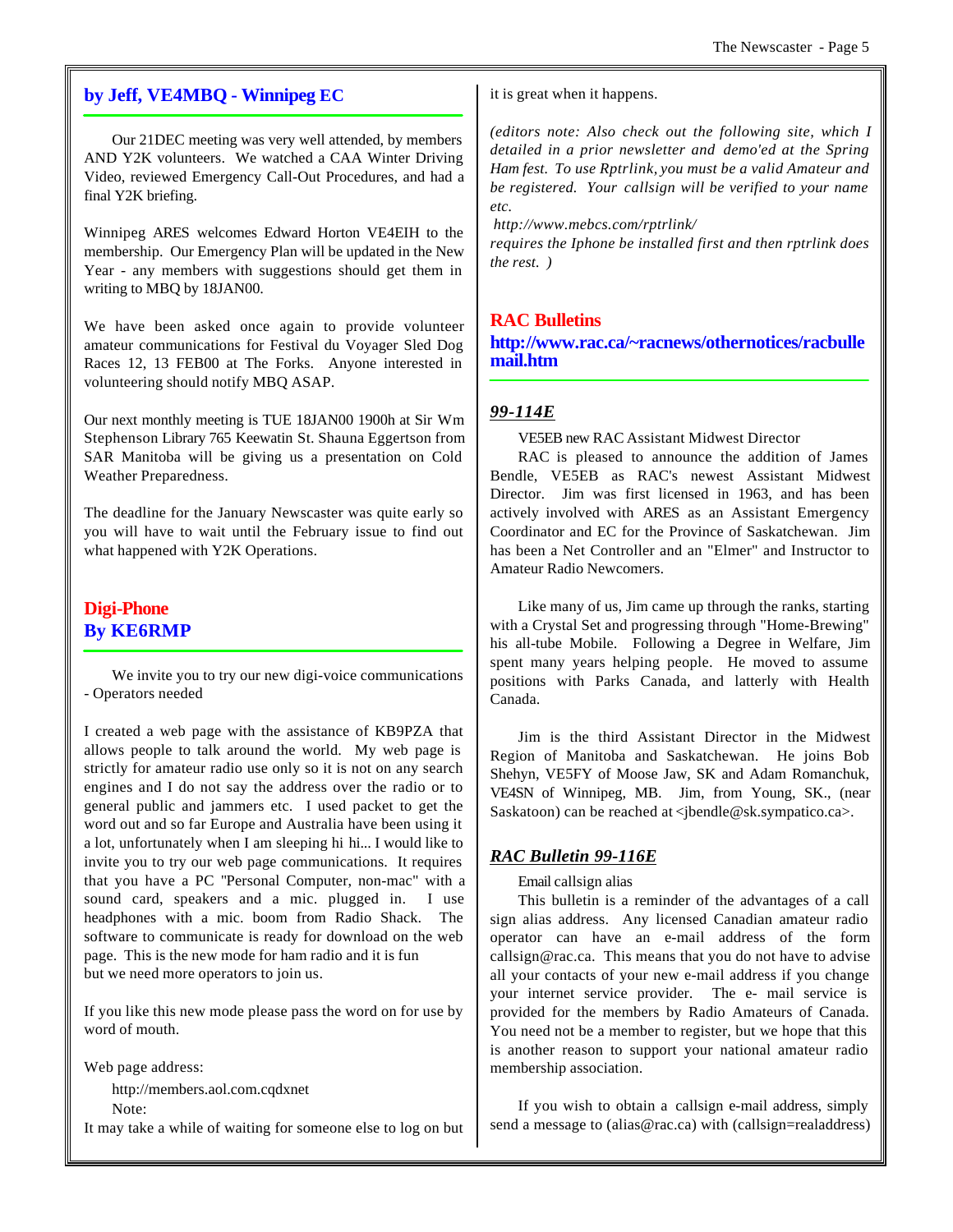## by Jeff, VE4MBQ - Winnipeg EC

Our 21DEC meeting was very well attended, by members AND Y2K volunteers. We watched a CAA Winter Driving Video, reviewed Emergency Call-Out Procedures, and had a final Y2K briefing.

Winnipeg ARES welcomes Edward Horton VE4EIH to the membership. Our Emergency Plan will be updated in the New Year - any members with suggestions should get them in writing to MBQ by 18JAN00.

We have been asked once again to provide volunteer amateur communications for Festival du Voyager Sled Dog Races 12, 13 FEB00 at The Forks. Anyone interested in volunteering should notify MBQ ASAP.

Our next monthly meeting is TUE 18JAN00 1900h at Sir Wm Stephenson Library 765 Keewatin St. Shauna Eggertson from SAR Manitoba will be giving us a presentation on Cold Weather Preparedness.

The deadline for the January Newscaster was quite early so you will have to wait until the February issue to find out what happened with Y2K Operations.

## Digi-Phone
## By KE6RMP

We invite you to try our new digi-voice communications - Operators needed

I created a web page with the assistance of KB9PZA that allows people to talk around the world. My web page is strictly for amateur radio use only so it is not on any search engines and I do not say the address over the radio or to general public and jammers etc. I used packet to get the word out and so far Europe and Australia have been using it a lot, unfortunately when I am sleeping hi hi... I would like to invite you to try our web page communications. It requires that you have a PC "Personal Computer, non-mac" with a sound card, speakers and a mic. plugged in. I use headphones with a mic. boom from Radio Shack. The software to communicate is ready for download on the web page. This is the new mode for ham radio and it is fun but we need more operators to join us.

If you like this new mode please pass the word on for use by word of mouth.

Web page address:

http://members.aol.com.cqdxnet

Note:

It may take a while of waiting for someone else to log on but it is great when it happens.

*(editors note: Also check out the following site, which I detailed in a prior newsletter and demo'ed at the Spring Ham fest. To use Rptrlink, you must be a valid Amateur and be registered. Your callsign will be verified to your name etc.*

*http://www.mebcs.com/rptrlink/*

*requires the Iphone be installed first and then rptrlink does the rest. )*

## RAC Bulletins
### http://www.rac.ca/~racnews/othernotices/racbullemail.htm

### *99-114E*

VE5EB new RAC Assistant Midwest Director

RAC is pleased to announce the addition of James Bendle, VE5EB as RAC's newest Assistant Midwest Director. Jim was first licensed in 1963, and has been actively involved with ARES as an Assistant Emergency Coordinator and EC for the Province of Saskatchewan. Jim has been a Net Controller and an "Elmer" and Instructor to Amateur Radio Newcomers.

Like many of us, Jim came up through the ranks, starting with a Crystal Set and progressing through "Home-Brewing" his all-tube Mobile. Following a Degree in Welfare, Jim spent many years helping people. He moved to assume positions with Parks Canada, and latterly with Health Canada.

Jim is the third Assistant Director in the Midwest Region of Manitoba and Saskatchewan. He joins Bob Shehyn, VE5FY of Moose Jaw, SK and Adam Romanchuk, VE4SN of Winnipeg, MB. Jim, from Young, SK., (near Saskatoon) can be reached at <jbendle@sk.sympatico.ca>.

### *RAC Bulletin 99-116E*

Email callsign alias

This bulletin is a reminder of the advantages of a call sign alias address. Any licensed Canadian amateur radio operator can have an e-mail address of the form callsign@rac.ca. This means that you do not have to advise all your contacts of your new e-mail address if you change your internet service provider. The e- mail service is provided for the members by Radio Amateurs of Canada. You need not be a member to register, but we hope that this is another reason to support your national amateur radio membership association.

If you wish to obtain a callsign e-mail address, simply send a message to (alias@rac.ca) with (callsign=realaddress)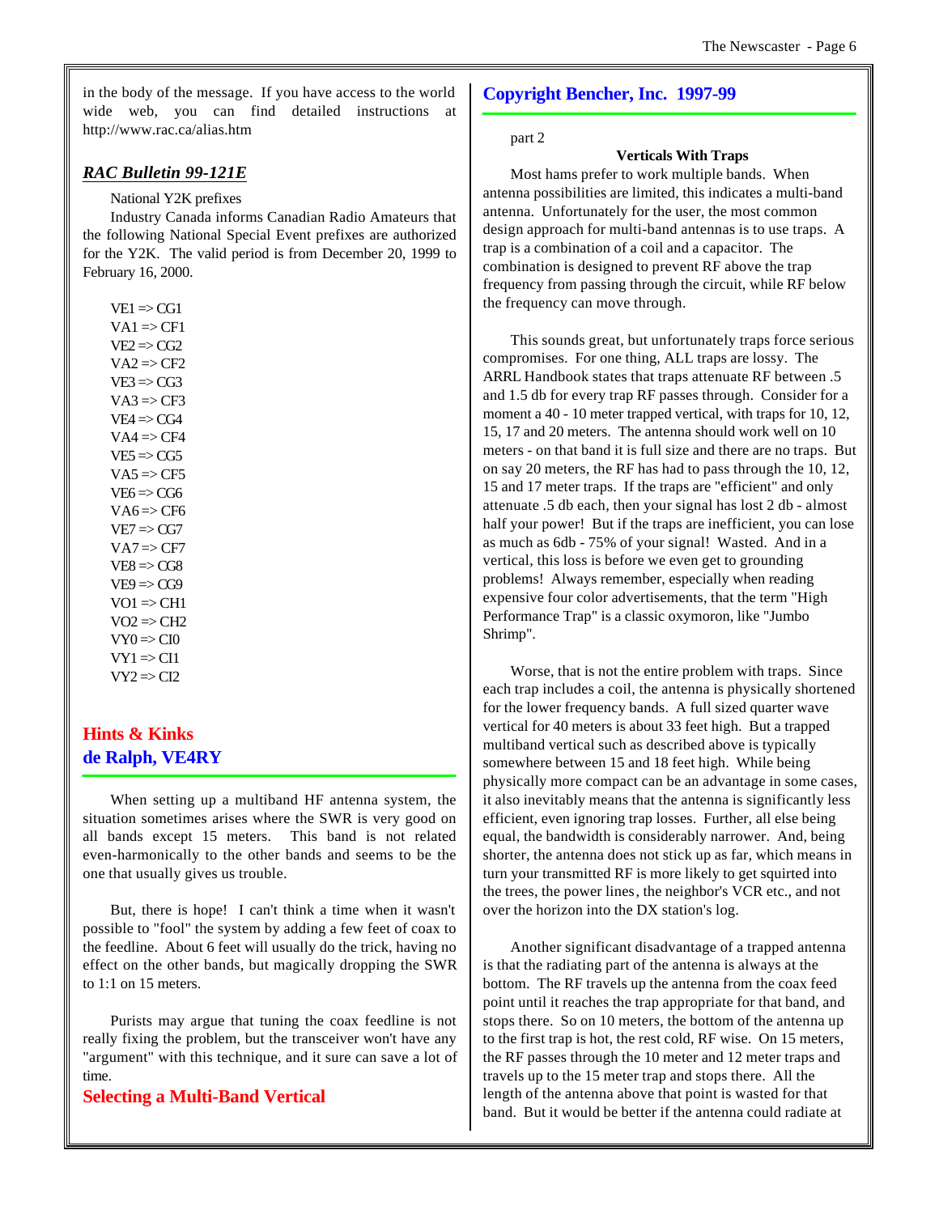in the body of the message. If you have access to the world wide web, you can find detailed instructions at http://www.rac.ca/alias.htm

## *RAC Bulletin 99-121E*

National Y2K prefixes

Industry Canada informs Canadian Radio Amateurs that the following National Special Event prefixes are authorized for the Y2K. The valid period is from December 20, 1999 to February 16, 2000.

VE1 => CG1
VA1 => CF1
VE2 => CG2
VA2 => CF2
VE3 => CG3
VA3 => CF3
VE4 => CG4
VA4 => CF4
VE5 => CG5
VA5 => CF5
VE6 => CG6
VA6 => CF6
VE7 => CG7
VA7 => CF7
VE8 => CG8
VE9 => CG9
VO1 => CH1
VO2 => CH2
VY0 => CI0
VY1 => CI1
VY2 => CI2

## Hints & Kinks
## de Ralph, VE4RY

When setting up a multiband HF antenna system, the situation sometimes arises where the SWR is very good on all bands except 15 meters. This band is not related even-harmonically to the other bands and seems to be the one that usually gives us trouble.

But, there is hope! I can't think a time when it wasn't possible to "fool" the system by adding a few feet of coax to the feedline. About 6 feet will usually do the trick, having no effect on the other bands, but magically dropping the SWR to 1:1 on 15 meters.

Purists may argue that tuning the coax feedline is not really fixing the problem, but the transceiver won't have any "argument" with this technique, and it sure can save a lot of time.

## Selecting a Multi-Band Vertical

## Copyright Bencher, Inc. 1997-99

part 2

**Verticals With Traps**

Most hams prefer to work multiple bands. When antenna possibilities are limited, this indicates a multi-band antenna. Unfortunately for the user, the most common design approach for multi-band antennas is to use traps. A trap is a combination of a coil and a capacitor. The combination is designed to prevent RF above the trap frequency from passing through the circuit, while RF below the frequency can move through.

This sounds great, but unfortunately traps force serious compromises. For one thing, ALL traps are lossy. The ARRL Handbook states that traps attenuate RF between .5 and 1.5 db for every trap RF passes through. Consider for a moment a 40 - 10 meter trapped vertical, with traps for 10, 12, 15, 17 and 20 meters. The antenna should work well on 10 meters - on that band it is full size and there are no traps. But on say 20 meters, the RF has had to pass through the 10, 12, 15 and 17 meter traps. If the traps are "efficient" and only attenuate .5 db each, then your signal has lost 2 db - almost half your power! But if the traps are inefficient, you can lose as much as 6db - 75% of your signal! Wasted. And in a vertical, this loss is before we even get to grounding problems! Always remember, especially when reading expensive four color advertisements, that the term "High Performance Trap" is a classic oxymoron, like "Jumbo Shrimp".

Worse, that is not the entire problem with traps. Since each trap includes a coil, the antenna is physically shortened for the lower frequency bands. A full sized quarter wave vertical for 40 meters is about 33 feet high. But a trapped multiband vertical such as described above is typically somewhere between 15 and 18 feet high. While being physically more compact can be an advantage in some cases, it also inevitably means that the antenna is significantly less efficient, even ignoring trap losses. Further, all else being equal, the bandwidth is considerably narrower. And, being shorter, the antenna does not stick up as far, which means in turn your transmitted RF is more likely to get squirted into the trees, the power lines, the neighbor's VCR etc., and not over the horizon into the DX station's log.

Another significant disadvantage of a trapped antenna is that the radiating part of the antenna is always at the bottom. The RF travels up the antenna from the coax feed point until it reaches the trap appropriate for that band, and stops there. So on 10 meters, the bottom of the antenna up to the first trap is hot, the rest cold, RF wise. On 15 meters, the RF passes through the 10 meter and 12 meter traps and travels up to the 15 meter trap and stops there. All the length of the antenna above that point is wasted for that band. But it would be better if the antenna could radiate at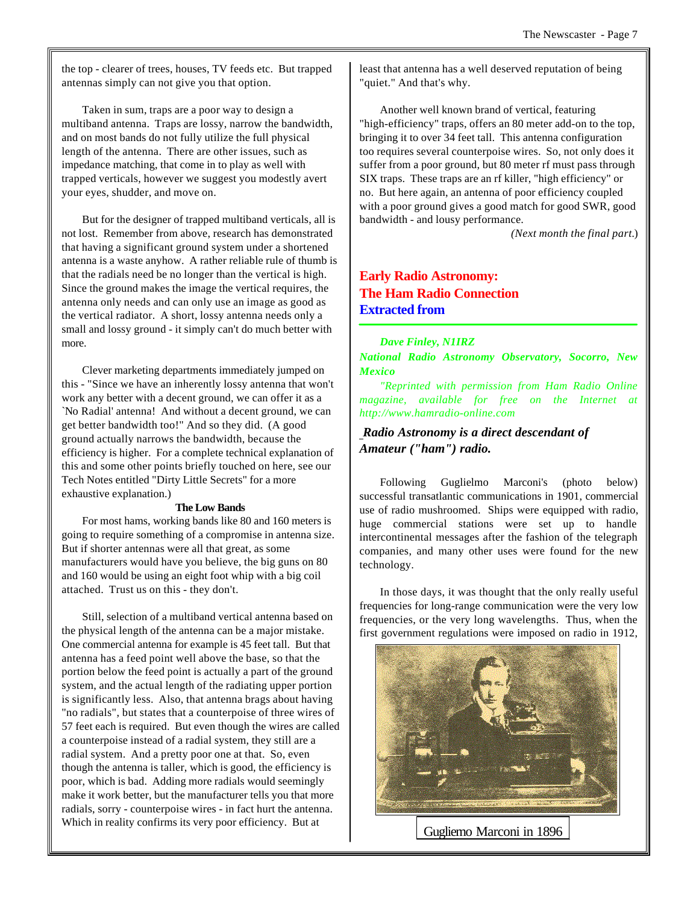the top - clearer of trees, houses, TV feeds etc. But trapped antennas simply can not give you that option.

Taken in sum, traps are a poor way to design a multiband antenna. Traps are lossy, narrow the bandwidth, and on most bands do not fully utilize the full physical length of the antenna. There are other issues, such as impedance matching, that come in to play as well with trapped verticals, however we suggest you modestly avert your eyes, shudder, and move on.

But for the designer of trapped multiband verticals, all is not lost. Remember from above, research has demonstrated that having a significant ground system under a shortened antenna is a waste anyhow. A rather reliable rule of thumb is that the radials need be no longer than the vertical is high. Since the ground makes the image the vertical requires, the antenna only needs and can only use an image as good as the vertical radiator. A short, lossy antenna needs only a small and lossy ground - it simply can't do much better with more.

Clever marketing departments immediately jumped on this - "Since we have an inherently lossy antenna that won't work any better with a decent ground, we can offer it as a `No Radial' antenna! And without a decent ground, we can get better bandwidth too!" And so they did. (A good ground actually narrows the bandwidth, because the efficiency is higher. For a complete technical explanation of this and some other points briefly touched on here, see our Tech Notes entitled "Dirty Little Secrets" for a more exhaustive explanation.)

**The Low Bands**

For most hams, working bands like 80 and 160 meters is going to require something of a compromise in antenna size. But if shorter antennas were all that great, as some manufacturers would have you believe, the big guns on 80 and 160 would be using an eight foot whip with a big coil attached. Trust us on this - they don't.

Still, selection of a multiband vertical antenna based on the physical length of the antenna can be a major mistake. One commercial antenna for example is 45 feet tall. But that antenna has a feed point well above the base, so that the portion below the feed point is actually a part of the ground system, and the actual length of the radiating upper portion is significantly less. Also, that antenna brags about having "no radials", but states that a counterpoise of three wires of 57 feet each is required. But even though the wires are called a counterpoise instead of a radial system, they still are a radial system. And a pretty poor one at that. So, even though the antenna is taller, which is good, the efficiency is poor, which is bad. Adding more radials would seemingly make it work better, but the manufacturer tells you that more radials, sorry - counterpoise wires - in fact hurt the antenna. Which in reality confirms its very poor efficiency. But at least that antenna has a well deserved reputation of being "quiet." And that's why.

Another well known brand of vertical, featuring "high-efficiency" traps, offers an 80 meter add-on to the top, bringing it to over 34 feet tall. This antenna configuration too requires several counterpoise wires. So, not only does it suffer from a poor ground, but 80 meter rf must pass through SIX traps. These traps are an rf killer, "high efficiency" or no. But here again, an antenna of poor efficiency coupled with a poor ground gives a good match for good SWR, good bandwidth - and lousy performance.

*(Next month the final part.)*

## Early Radio Astronomy: The Ham Radio Connection Extracted from

***Dave Finley, N1IRZ***

***National Radio Astronomy Observatory, Socorro, New Mexico***

*"Reprinted with permission from Ham Radio Online magazine, available for free on the Internet at http://www.hamradio-online.com*

***Radio Astronomy is a direct descendant of Amateur ("ham") radio.***

Following Guglielmo Marconi's (photo below) successful transatlantic communications in 1901, commercial use of radio mushroomed. Ships were equipped with radio, huge commercial stations were set up to handle intercontinental messages after the fashion of the telegraph companies, and many other uses were found for the new technology.

In those days, it was thought that the only really useful frequencies for long-range communication were the very low frequencies, or the very long wavelengths. Thus, when the first government regulations were imposed on radio in 1912,

Gugliemo Marconi in 1896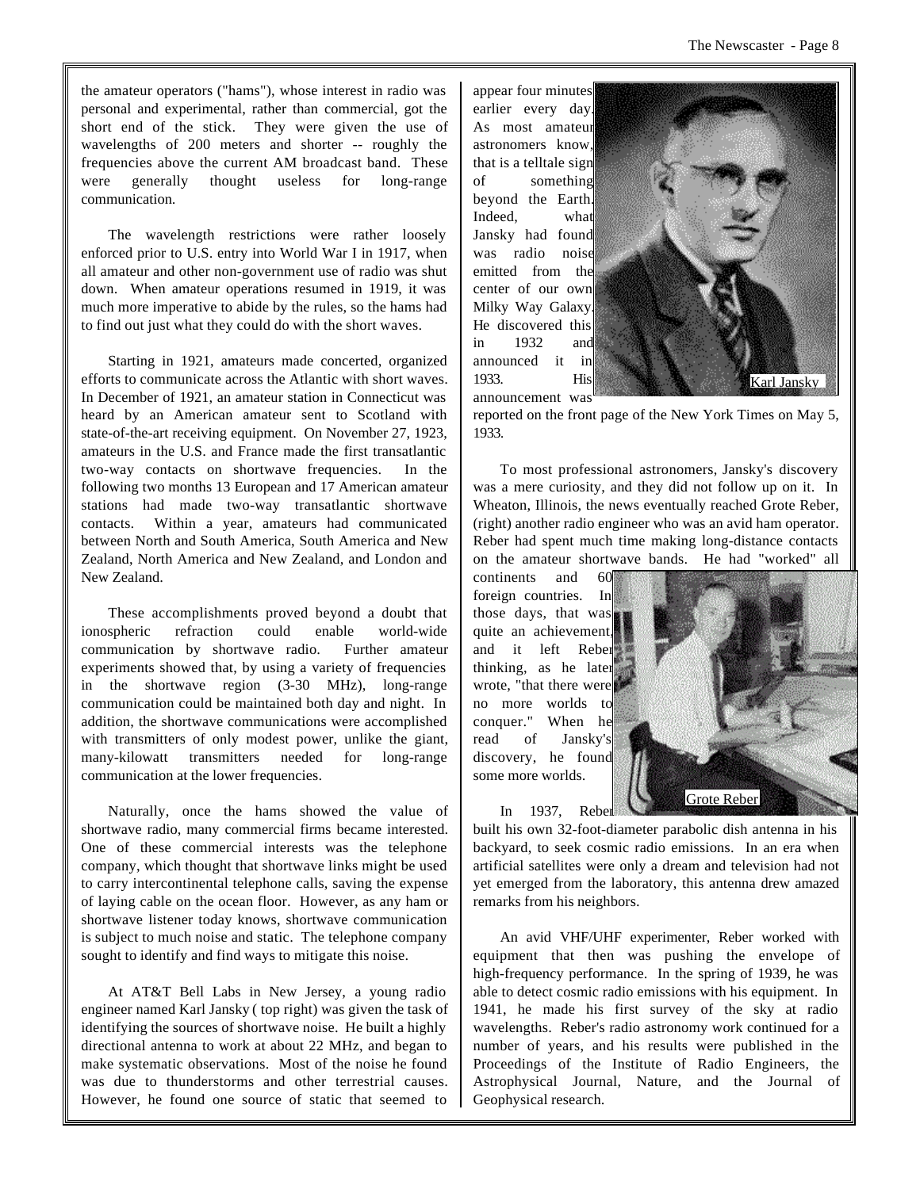the amateur operators ("hams"), whose interest in radio was personal and experimental, rather than commercial, got the short end of the stick. They were given the use of wavelengths of 200 meters and shorter -- roughly the frequencies above the current AM broadcast band. These were generally thought useless for long-range communication.

The wavelength restrictions were rather loosely enforced prior to U.S. entry into World War I in 1917, when all amateur and other non-government use of radio was shut down. When amateur operations resumed in 1919, it was much more imperative to abide by the rules, so the hams had to find out just what they could do with the short waves.

Starting in 1921, amateurs made concerted, organized efforts to communicate across the Atlantic with short waves. In December of 1921, an amateur station in Connecticut was heard by an American amateur sent to Scotland with state-of-the-art receiving equipment. On November 27, 1923, amateurs in the U.S. and France made the first transatlantic two-way contacts on shortwave frequencies. In the following two months 13 European and 17 American amateur stations had made two-way transatlantic shortwave contacts. Within a year, amateurs had communicated between North and South America, South America and New Zealand, North America and New Zealand, and London and New Zealand.

These accomplishments proved beyond a doubt that ionospheric refraction could enable world-wide communication by shortwave radio. Further amateur experiments showed that, by using a variety of frequencies in the shortwave region (3-30 MHz), long-range communication could be maintained both day and night. In addition, the shortwave communications were accomplished with transmitters of only modest power, unlike the giant, many-kilowatt transmitters needed for long-range communication at the lower frequencies.

Naturally, once the hams showed the value of shortwave radio, many commercial firms became interested. One of these commercial interests was the telephone company, which thought that shortwave links might be used to carry intercontinental telephone calls, saving the expense of laying cable on the ocean floor. However, as any ham or shortwave listener today knows, shortwave communication is subject to much noise and static. The telephone company sought to identify and find ways to mitigate this noise.

At AT&T Bell Labs in New Jersey, a young radio engineer named Karl Jansky ( top right) was given the task of identifying the sources of shortwave noise. He built a highly directional antenna to work at about 22 MHz, and began to make systematic observations. Most of the noise he found was due to thunderstorms and other terrestrial causes. However, he found one source of static that seemed to appear four minutes earlier every day. As most amateur astronomers know, that is a telltale sign of something beyond the Earth. Indeed, what Jansky had found was radio noise emitted from the center of our own Milky Way Galaxy. He discovered this in 1932 and announced it in 1933. His announcement was reported on the front page of the New York Times on May 5, 1933.

Karl Jansky

To most professional astronomers, Jansky's discovery was a mere curiosity, and they did not follow up on it. In Wheaton, Illinois, the news eventually reached Grote Reber, (right) another radio engineer who was an avid ham operator. Reber had spent much time making long-distance contacts on the amateur shortwave bands. He had "worked" all continents and 60 foreign countries. In those days, that was quite an achievement, and it left Reber thinking, as he later wrote, "that there were no more worlds to conquer." When he read of Jansky's discovery, he found some more worlds.

Grote Reber

In 1937, Reber built his own 32-foot-diameter parabolic dish antenna in his backyard, to seek cosmic radio emissions. In an era when artificial satellites were only a dream and television had not yet emerged from the laboratory, this antenna drew amazed remarks from his neighbors.

An avid VHF/UHF experimenter, Reber worked with equipment that then was pushing the envelope of high-frequency performance. In the spring of 1939, he was able to detect cosmic radio emissions with his equipment. In 1941, he made his first survey of the sky at radio wavelengths. Reber's radio astronomy work continued for a number of years, and his results were published in the Proceedings of the Institute of Radio Engineers, the Astrophysical Journal, Nature, and the Journal of Geophysical research.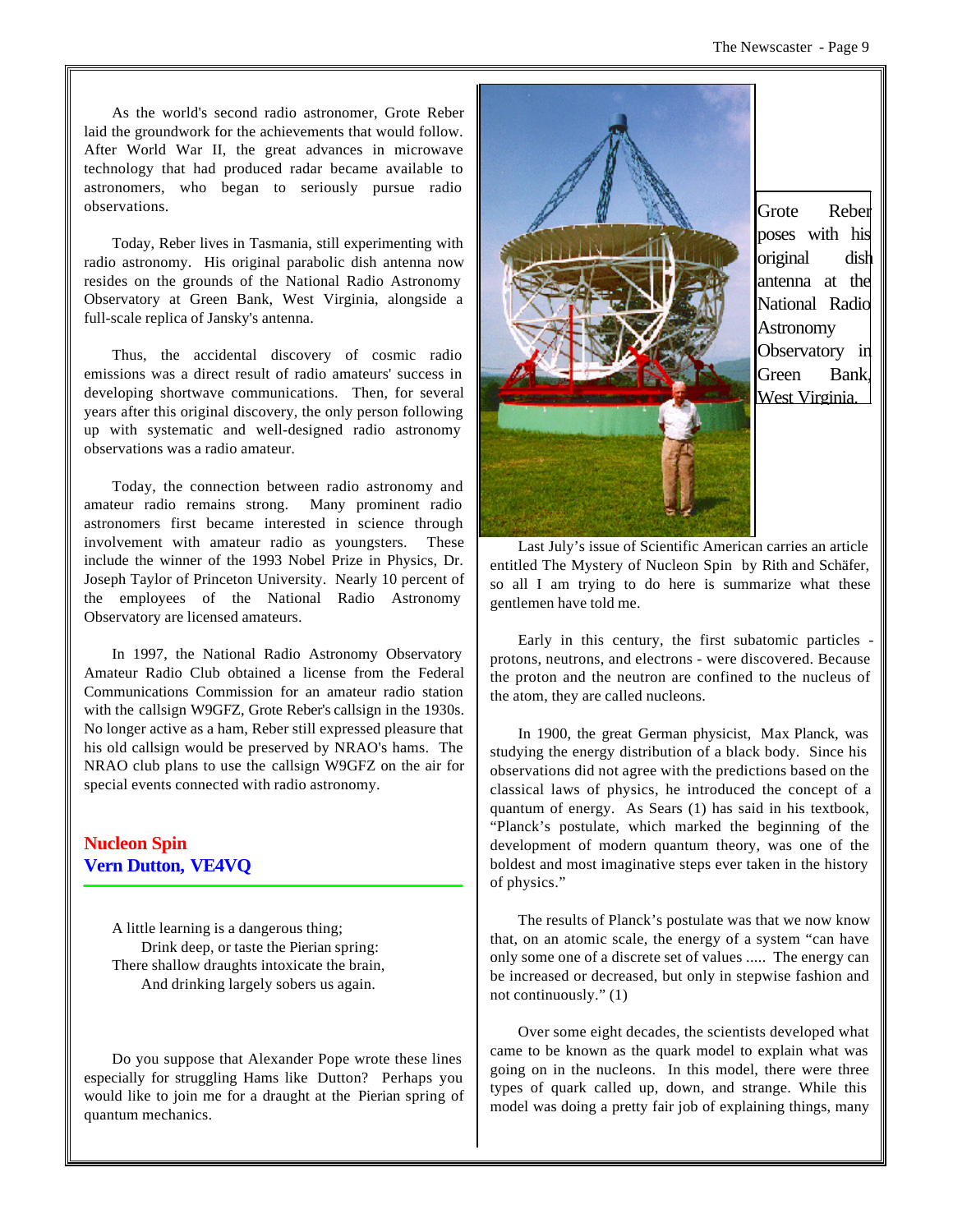As the world's second radio astronomer, Grote Reber laid the groundwork for the achievements that would follow. After World War II, the great advances in microwave technology that had produced radar became available to astronomers, who began to seriously pursue radio observations.

Today, Reber lives in Tasmania, still experimenting with radio astronomy. His original parabolic dish antenna now resides on the grounds of the National Radio Astronomy Observatory at Green Bank, West Virginia, alongside a full-scale replica of Jansky's antenna.

Thus, the accidental discovery of cosmic radio emissions was a direct result of radio amateurs' success in developing shortwave communications. Then, for several years after this original discovery, the only person following up with systematic and well-designed radio astronomy observations was a radio amateur.

Today, the connection between radio astronomy and amateur radio remains strong. Many prominent radio astronomers first became interested in science through involvement with amateur radio as youngsters. These include the winner of the 1993 Nobel Prize in Physics, Dr. Joseph Taylor of Princeton University. Nearly 10 percent of the employees of the National Radio Astronomy Observatory are licensed amateurs.

In 1997, the National Radio Astronomy Observatory Amateur Radio Club obtained a license from the Federal Communications Commission for an amateur radio station with the callsign W9GFZ, Grote Reber's callsign in the 1930s. No longer active as a ham, Reber still expressed pleasure that his old callsign would be preserved by NRAO's hams. The NRAO club plans to use the callsign W9GFZ on the air for special events connected with radio astronomy.

Grote Reber poses with his original dish antenna at the National Radio Astronomy Observatory in Green Bank, West Virginia.

## Nucleon Spin
## Vern Dutton, VE4VQ

A little learning is a dangerous thing;
  Drink deep, or taste the Pierian spring:
There shallow draughts intoxicate the brain,
  And drinking largely sobers us again.

Do you suppose that Alexander Pope wrote these lines especially for struggling Hams like Dutton? Perhaps you would like to join me for a draught at the Pierian spring of quantum mechanics.

Last July's issue of Scientific American carries an article entitled The Mystery of Nucleon Spin by Rith and Schäfer, so all I am trying to do here is summarize what these gentlemen have told me.

Early in this century, the first subatomic particles - protons, neutrons, and electrons - were discovered. Because the proton and the neutron are confined to the nucleus of the atom, they are called nucleons.

In 1900, the great German physicist, Max Planck, was studying the energy distribution of a black body. Since his observations did not agree with the predictions based on the classical laws of physics, he introduced the concept of a quantum of energy. As Sears (1) has said in his textbook, "Planck's postulate, which marked the beginning of the development of modern quantum theory, was one of the boldest and most imaginative steps ever taken in the history of physics."

The results of Planck's postulate was that we now know that, on an atomic scale, the energy of a system "can have only some one of a discrete set of values ..... The energy can be increased or decreased, but only in stepwise fashion and not continuously." (1)

Over some eight decades, the scientists developed what came to be known as the quark model to explain what was going on in the nucleons. In this model, there were three types of quark called up, down, and strange. While this model was doing a pretty fair job of explaining things, many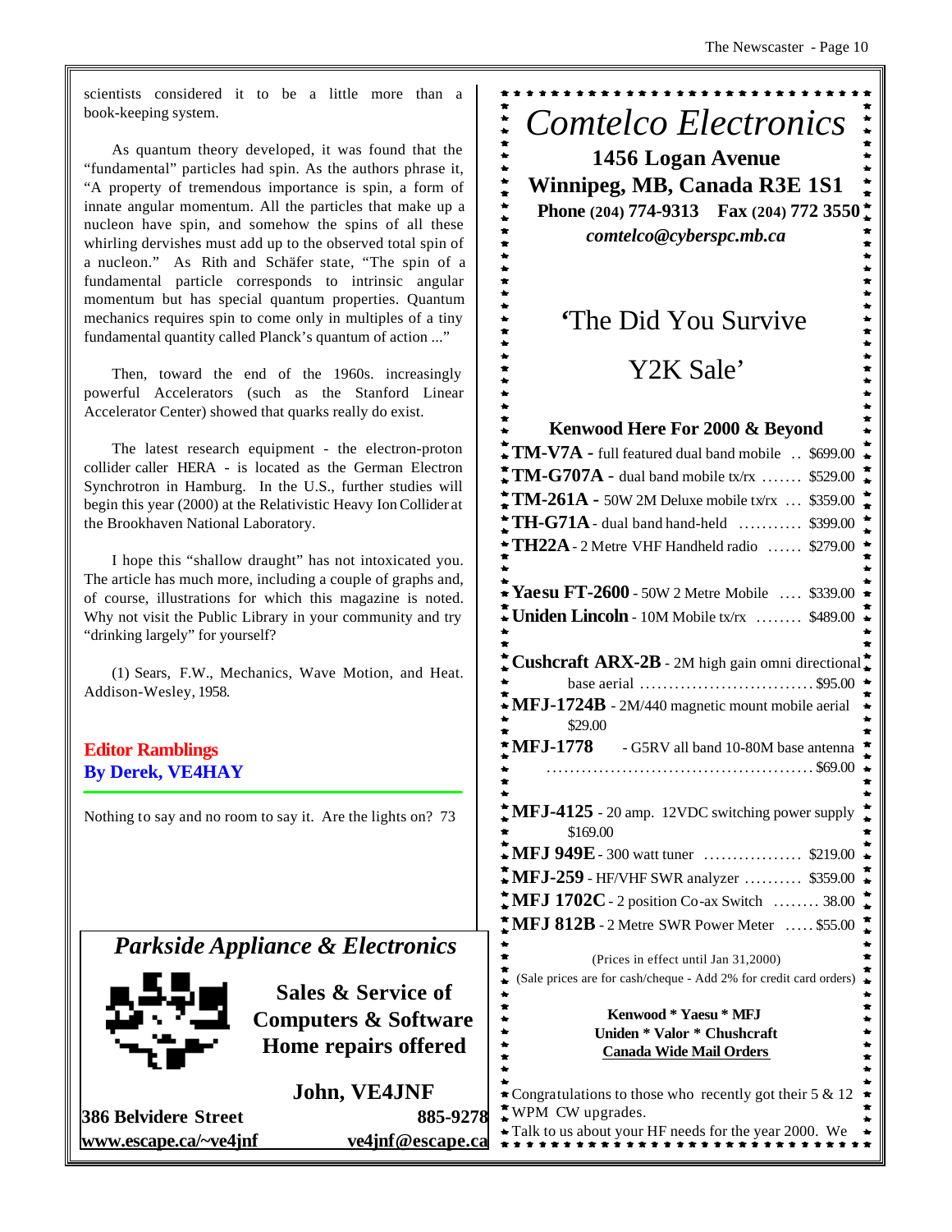scientists considered it to be a little more than a book-keeping system.

As quantum theory developed, it was found that the "fundamental" particles had spin. As the authors phrase it, "A property of tremendous importance is spin, a form of innate angular momentum. All the particles that make up a nucleon have spin, and somehow the spins of all these whirling dervishes must add up to the observed total spin of a nucleon." As Rith and Schäfer state, "The spin of a fundamental particle corresponds to intrinsic angular momentum but has special quantum properties. Quantum mechanics requires spin to come only in multiples of a tiny fundamental quantity called Planck's quantum of action ..."

Then, toward the end of the 1960s. increasingly powerful Accelerators (such as the Stanford Linear Accelerator Center) showed that quarks really do exist.

The latest research equipment - the electron-proton collider caller HERA - is located as the German Electron Synchrotron in Hamburg. In the U.S., further studies will begin this year (2000) at the Relativistic Heavy Ion Collider at the Brookhaven National Laboratory.

I hope this "shallow draught" has not intoxicated you. The article has much more, including a couple of graphs and, of course, illustrations for which this magazine is noted. Why not visit the Public Library in your community and try "drinking largely" for yourself?

(1) Sears, F.W., Mechanics, Wave Motion, and Heat. Addison-Wesley, 1958.

## Editor Ramblings
## By Derek, VE4HAY

Nothing to say and no room to say it. Are the lights on? 73

---

## *Parkside Appliance & Electronics*

**Sales & Service of Computers & Software Home repairs offered**

**John, VE4JNF**

**386 Belvidere Street** **885-9278**

**www.escape.ca/~ve4jnf** **ve4jnf@escape.ca**

---

# *Comtelco Electronics*

**1456 Logan Avenue**
**Winnipeg, MB, Canada R3E 1S1**
**Phone (204) 774-9313 Fax (204) 772 3550**
***comtelco@cyberspc.mb.ca***

## 'The Did You Survive Y2K Sale'

**Kenwood Here For 2000 & Beyond**

**TM-V7A -** full featured dual band mobile .. $699.00
**TM-G707A -** dual band mobile tx/rx ....... $529.00
**TM-261A -** 50W 2M Deluxe mobile tx/rx ... $359.00
**TH-G71A** - dual band hand-held ........... $399.00
**TH22A** - 2 Metre VHF Handheld radio ...... $279.00

**Yaesu FT-2600** - 50W 2 Metre Mobile .... $339.00
**Uniden Lincoln** - 10M Mobile tx/rx ........ $489.00

**Cushcraft ARX-2B** - 2M high gain omni directional base aerial .............................. $95.00
**MFJ-1724B** - 2M/440 magnetic mount mobile aerial $29.00
**MFJ-1778** - G5RV all band 10-80M base antenna ............................................. $69.00

**MFJ-4125** - 20 amp. 12VDC switching power supply $169.00
**MFJ 949E** - 300 watt tuner ................. $219.00
**MFJ-259** - HF/VHF SWR analyzer .......... $359.00
**MFJ 1702C** - 2 position Co-ax Switch ........ 38.00
**MFJ 812B** - 2 Metre SWR Power Meter ..... $55.00

(Prices in effect until Jan 31,2000)
(Sale prices are for cash/cheque - Add 2% for credit card orders)

**Kenwood * Yaesu * MFJ**
**Uniden * Valor * Chushcraft**
**<u>Canada Wide Mail Orders</u>**

Congratulations to those who recently got their 5 & 12 WPM CW upgrades.
Talk to us about your HF needs for the year 2000. We